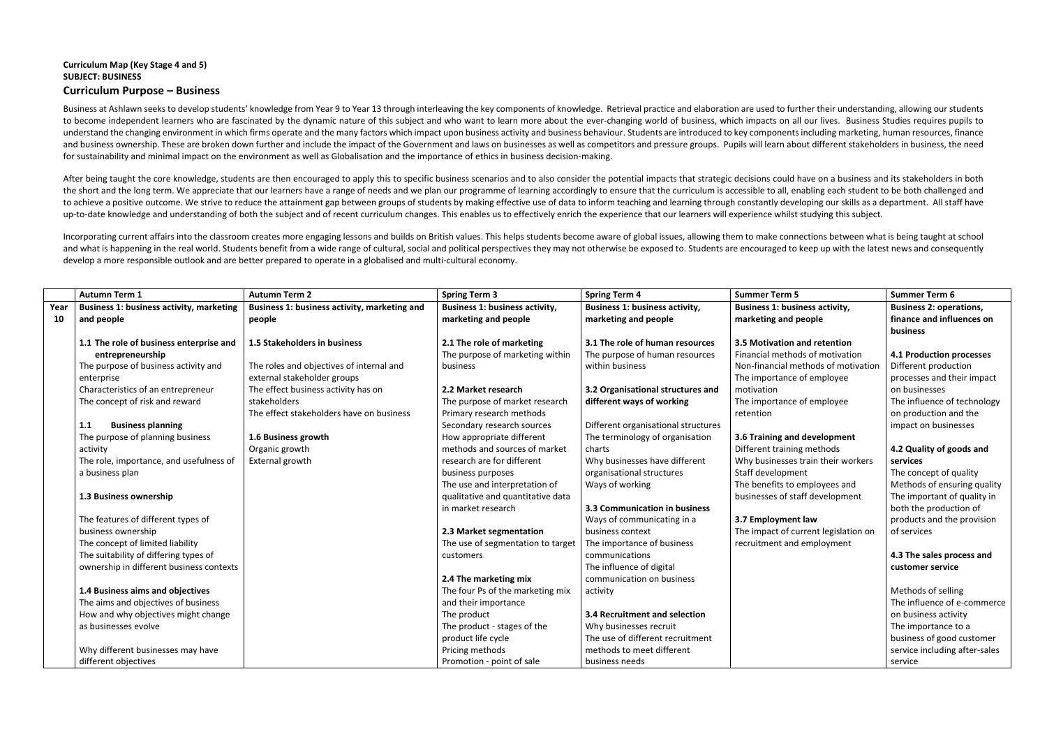**Curriculum Map (Key Stage 4 and 5)**
**SUBJECT: BUSINESS**

## Curriculum Purpose – Business

Business at Ashlawn seeks to develop students' knowledge from Year 9 to Year 13 through interleaving the key components of knowledge. Retrieval practice and elaboration are used to further their understanding, allowing our students to become independent learners who are fascinated by the dynamic nature of this subject and who want to learn more about the ever-changing world of business, which impacts on all our lives. Business Studies requires pupils to understand the changing environment in which firms operate and the many factors which impact upon business activity and business behaviour. Students are introduced to key components including marketing, human resources, finance and business ownership. These are broken down further and include the impact of the Government and laws on businesses as well as competitors and pressure groups. Pupils will learn about different stakeholders in business, the need for sustainability and minimal impact on the environment as well as Globalisation and the importance of ethics in business decision-making.

After being taught the core knowledge, students are then encouraged to apply this to specific business scenarios and to also consider the potential impacts that strategic decisions could have on a business and its stakeholders in both the short and the long term. We appreciate that our learners have a range of needs and we plan our programme of learning accordingly to ensure that the curriculum is accessible to all, enabling each student to be both challenged and to achieve a positive outcome. We strive to reduce the attainment gap between groups of students by making effective use of data to inform teaching and learning through constantly developing our skills as a department. All staff have up-to-date knowledge and understanding of both the subject and of recent curriculum changes. This enables us to effectively enrich the experience that our learners will experience whilst studying this subject.

Incorporating current affairs into the classroom creates more engaging lessons and builds on British values. This helps students become aware of global issues, allowing them to make connections between what is being taught at school and what is happening in the real world. Students benefit from a wide range of cultural, social and political perspectives they may not otherwise be exposed to. Students are encouraged to keep up with the latest news and consequently develop a more responsible outlook and are better prepared to operate in a globalised and multi-cultural economy.

| | Autumn Term 1 | Autumn Term 2 | Spring Term 3 | Spring Term 4 | Summer Term 5 | Summer Term 6 |
|---|---|---|---|---|---|---|
| **Year 10** | **Business 1: business activity, marketing and people**<br><br>**1.1 The role of business enterprise and entrepreneurship**<br>The purpose of business activity and enterprise<br>Characteristics of an entrepreneur<br>The concept of risk and reward<br><br>**1.1 Business planning**<br>The purpose of planning business activity<br>The role, importance, and usefulness of a business plan<br><br>**1.3 Business ownership**<br><br>The features of different types of business ownership<br>The concept of limited liability<br>The suitability of differing types of ownership in different business contexts<br><br>**1.4 Business aims and objectives**<br>The aims and objectives of business<br>How and why objectives might change as businesses evolve<br><br>Why different businesses may have different objectives | **Business 1: business activity, marketing and people**<br><br>**1.5 Stakeholders in business**<br><br>The roles and objectives of internal and external stakeholder groups<br>The effect business activity has on stakeholders<br>The effect stakeholders have on business<br><br>**1.6 Business growth**<br>Organic growth<br>External growth | **Business 1: business activity, marketing and people**<br><br>**2.1 The role of marketing**<br>The purpose of marketing within business<br><br>**2.2 Market research**<br>The purpose of market research<br>Primary research methods<br>Secondary research sources<br>How appropriate different methods and sources of market research are for different business purposes<br>The use and interpretation of qualitative and quantitative data in market research<br><br>**2.3 Market segmentation**<br>The use of segmentation to target customers<br><br>**2.4 The marketing mix**<br>The four Ps of the marketing mix and their importance<br>The product<br>The product - stages of the product life cycle<br>Pricing methods<br>Promotion - point of sale | **Business 1: business activity, marketing and people**<br><br>**3.1 The role of human resources**<br>The purpose of human resources within business<br><br>**3.2 Organisational structures and different ways of working**<br><br>Different organisational structures<br>The terminology of organisation charts<br>Why businesses have different organisational structures<br>Ways of working<br><br>**3.3 Communication in business**<br>Ways of communicating in a business context<br>The importance of business communications<br>The influence of digital communication on business activity<br><br>**3.4 Recruitment and selection**<br>Why businesses recruit<br>The use of different recruitment methods to meet different business needs | **Business 1: business activity, marketing and people**<br><br>**3.5 Motivation and retention**<br>Financial methods of motivation<br>Non-financial methods of motivation<br>The importance of employee motivation<br>The importance of employee retention<br><br>**3.6 Training and development**<br>Different training methods<br>Why businesses train their workers<br>Staff development<br>The benefits to employees and businesses of staff development<br><br>**3.7 Employment law**<br>The impact of current legislation on recruitment and employment | **Business 2: operations, finance and influences on business**<br><br>**4.1 Production processes**<br>Different production processes and their impact on businesses<br>The influence of technology on production and the impact on businesses<br><br>**4.2 Quality of goods and services**<br>The concept of quality<br>Methods of ensuring quality<br>The important of quality in both the production of products and the provision of services<br><br>**4.3 The sales process and customer service**<br><br>Methods of selling<br>The influence of e-commerce on business activity<br>The importance to a business of good customer service including after-sales service |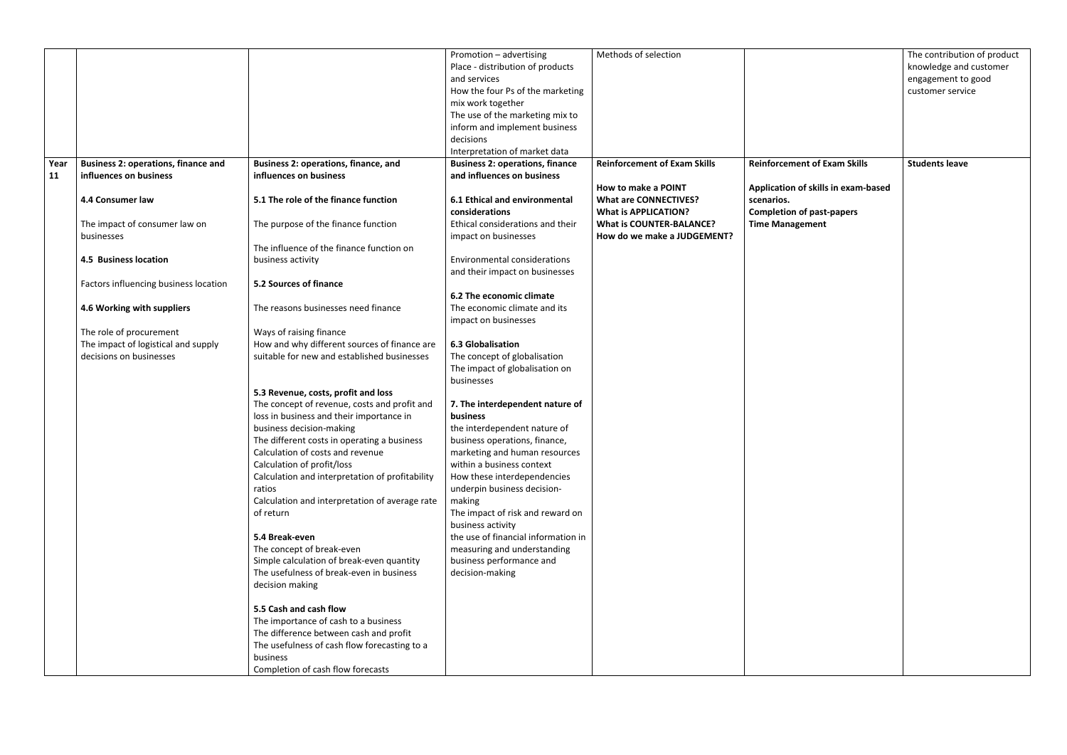| | | | | | | |
|---|---|---|---|---|---|---|
| | | | Promotion – advertising<br>Place - distribution of products and services<br>How the four Ps of the marketing mix work together<br>The use of the marketing mix to inform and implement business decisions<br>Interpretation of market data | Methods of selection | | The contribution of product knowledge and customer engagement to good customer service |
| **Year 11** | **Business 2: operations, finance and influences on business**<br><br>**4.4 Consumer law**<br><br>The impact of consumer law on businesses<br><br>**4.5 Business location**<br><br>Factors influencing business location<br><br>**4.6 Working with suppliers**<br><br>The role of procurement<br>The impact of logistical and supply decisions on businesses | **Business 2: operations, finance, and influences on business**<br><br>**5.1 The role of the finance function**<br><br>The purpose of the finance function<br><br>The influence of the finance function on business activity<br><br>**5.2 Sources of finance**<br><br>The reasons businesses need finance<br><br>Ways of raising finance<br>How and why different sources of finance are suitable for new and established businesses<br><br>**5.3 Revenue, costs, profit and loss**<br>The concept of revenue, costs and profit and loss in business and their importance in business decision-making<br>The different costs in operating a business<br>Calculation of costs and revenue<br>Calculation of profit/loss<br>Calculation and interpretation of profitability ratios<br>Calculation and interpretation of average rate of return<br><br>**5.4 Break-even**<br>The concept of break-even<br>Simple calculation of break-even quantity<br>The usefulness of break-even in business decision making<br><br>**5.5 Cash and cash flow**<br>The importance of cash to a business<br>The difference between cash and profit<br>The usefulness of cash flow forecasting to a business<br>Completion of cash flow forecasts | **Business 2: operations, finance and influences on business**<br><br>**6.1 Ethical and environmental considerations**<br>Ethical considerations and their impact on businesses<br><br>Environmental considerations and their impact on businesses<br><br>**6.2 The economic climate**<br>The economic climate and its impact on businesses<br><br>**6.3 Globalisation**<br>The concept of globalisation<br>The impact of globalisation on businesses<br><br>**7. The interdependent nature of business**<br>the interdependent nature of business operations, finance, marketing and human resources within a business context<br>How these interdependencies underpin business decision-making<br>The impact of risk and reward on business activity<br>the use of financial information in measuring and understanding business performance and decision-making | **Reinforcement of Exam Skills**<br><br>**How to make a POINT**<br>**What are CONNECTIVES?**<br>**What is APPLICATION?**<br>**What is COUNTER-BALANCE?**<br>**How do we make a JUDGEMENT?** | **Reinforcement of Exam Skills**<br><br>**Application of skills in exam-based scenarios.**<br>**Completion of past-papers**<br>**Time Management** | **Students leave** |